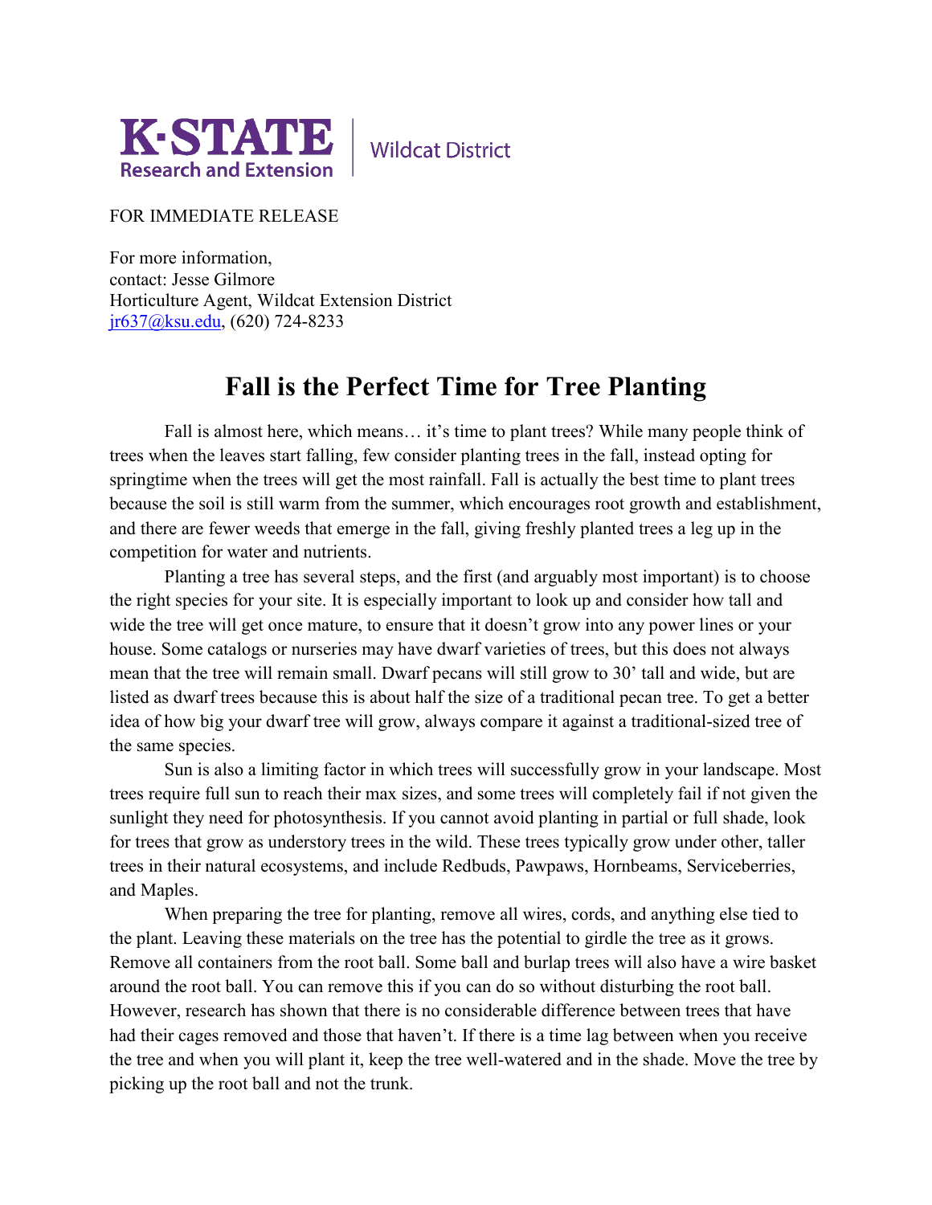K·STATE Research and Extension | Wildcat District

FOR IMMEDIATE RELEASE

For more information,
contact: Jesse Gilmore
Horticulture Agent, Wildcat Extension District
jr637@ksu.edu, (620) 724-8233

# Fall is the Perfect Time for Tree Planting

Fall is almost here, which means… it's time to plant trees? While many people think of trees when the leaves start falling, few consider planting trees in the fall, instead opting for springtime when the trees will get the most rainfall. Fall is actually the best time to plant trees because the soil is still warm from the summer, which encourages root growth and establishment, and there are fewer weeds that emerge in the fall, giving freshly planted trees a leg up in the competition for water and nutrients.

Planting a tree has several steps, and the first (and arguably most important) is to choose the right species for your site. It is especially important to look up and consider how tall and wide the tree will get once mature, to ensure that it doesn't grow into any power lines or your house. Some catalogs or nurseries may have dwarf varieties of trees, but this does not always mean that the tree will remain small. Dwarf pecans will still grow to 30' tall and wide, but are listed as dwarf trees because this is about half the size of a traditional pecan tree. To get a better idea of how big your dwarf tree will grow, always compare it against a traditional-sized tree of the same species.

Sun is also a limiting factor in which trees will successfully grow in your landscape. Most trees require full sun to reach their max sizes, and some trees will completely fail if not given the sunlight they need for photosynthesis. If you cannot avoid planting in partial or full shade, look for trees that grow as understory trees in the wild. These trees typically grow under other, taller trees in their natural ecosystems, and include Redbuds, Pawpaws, Hornbeams, Serviceberries, and Maples.

When preparing the tree for planting, remove all wires, cords, and anything else tied to the plant. Leaving these materials on the tree has the potential to girdle the tree as it grows. Remove all containers from the root ball. Some ball and burlap trees will also have a wire basket around the root ball. You can remove this if you can do so without disturbing the root ball. However, research has shown that there is no considerable difference between trees that have had their cages removed and those that haven't. If there is a time lag between when you receive the tree and when you will plant it, keep the tree well-watered and in the shade. Move the tree by picking up the root ball and not the trunk.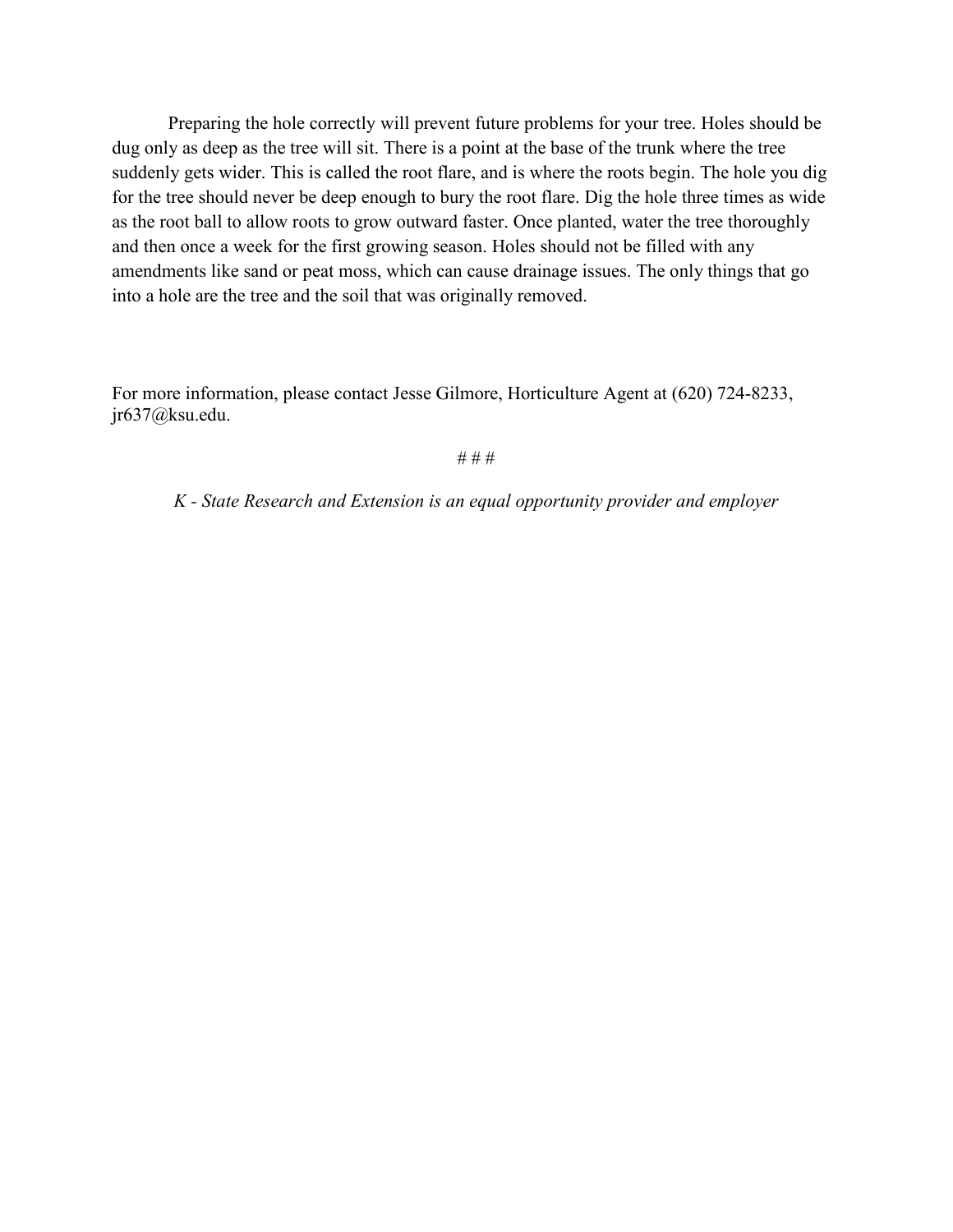Preparing the hole correctly will prevent future problems for your tree. Holes should be dug only as deep as the tree will sit. There is a point at the base of the trunk where the tree suddenly gets wider. This is called the root flare, and is where the roots begin. The hole you dig for the tree should never be deep enough to bury the root flare. Dig the hole three times as wide as the root ball to allow roots to grow outward faster. Once planted, water the tree thoroughly and then once a week for the first growing season. Holes should not be filled with any amendments like sand or peat moss, which can cause drainage issues. The only things that go into a hole are the tree and the soil that was originally removed.

For more information, please contact Jesse Gilmore, Horticulture Agent at (620) 724-8233, jr637@ksu.edu.

# # #

*K - State Research and Extension is an equal opportunity provider and employer*